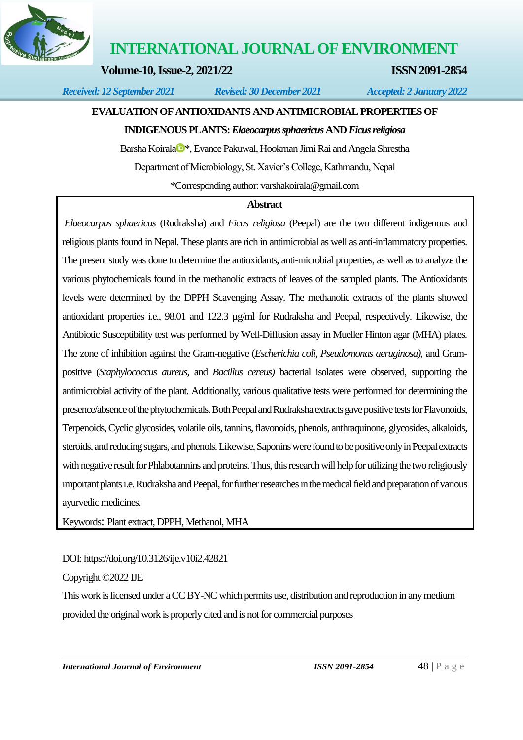Received: 12 September 2021 Revised: 30 December 2021 Accepted: 2 January 2022

# EVALUATION OF ANTIOXIDANTS AND ANTIMICROBIAL PROPERTIES OF INDIGENOUS PLANTS: *Elaeocarpus sphaericus* AND *Ficus religiosa*

Barsha Koirala*, Evance Pakuwal, Hookman Jimi Rai and Angela Shrestha

Department of Microbiology, St. Xavier's College, Kathmandu, Nepal

*Corresponding author: varshakoirala@gmail.com

## Abstract

*Elaeocarpus sphaericus* (Rudraksha) and *Ficus religiosa* (Peepal) are the two different indigenous and religious plants found in Nepal. These plants are rich in antimicrobial as well as anti-inflammatory properties. The present study was done to determine the antioxidants, anti-microbial properties, as well as to analyze the various phytochemicals found in the methanolic extracts of leaves of the sampled plants. The Antioxidants levels were determined by the DPPH Scavenging Assay. The methanolic extracts of the plants showed antioxidant properties i.e., 98.01 and 122.3 µg/ml for Rudraksha and Peepal, respectively. Likewise, the Antibiotic Susceptibility test was performed by Well-Diffusion assay in Mueller Hinton agar (MHA) plates. The zone of inhibition against the Gram-negative (*Escherichia coli, Pseudomonas aeruginosa),* and Gram-positive (*Staphylococcus aureus,* and *Bacillus cereus)* bacterial isolates were observed, supporting the antimicrobial activity of the plant. Additionally, various qualitative tests were performed for determining the presence/absence of the phytochemicals. Both Peepal and Rudraksha extracts gave positive tests for Flavonoids, Terpenoids, Cyclic glycosides, volatile oils, tannins, flavonoids, phenols, anthraquinone, glycosides, alkaloids, steroids, and reducing sugars, and phenols. Likewise, Saponins were found to be positive only in Peepal extracts with negative result for Phlabotannins and proteins. Thus, this research will help for utilizing the two religiously important plants i.e. Rudraksha and Peepal, for further researches in the medical field and preparation of various ayurvedic medicines.

Keywords: Plant extract, DPPH, Methanol, MHA

DOI: https://doi.org/10.3126/ije.v10i2.42821

Copyright ©2022 IJE

This work is licensed under a CC BY-NC which permits use, distribution and reproduction in any medium provided the original work is properly cited and is not for commercial purposes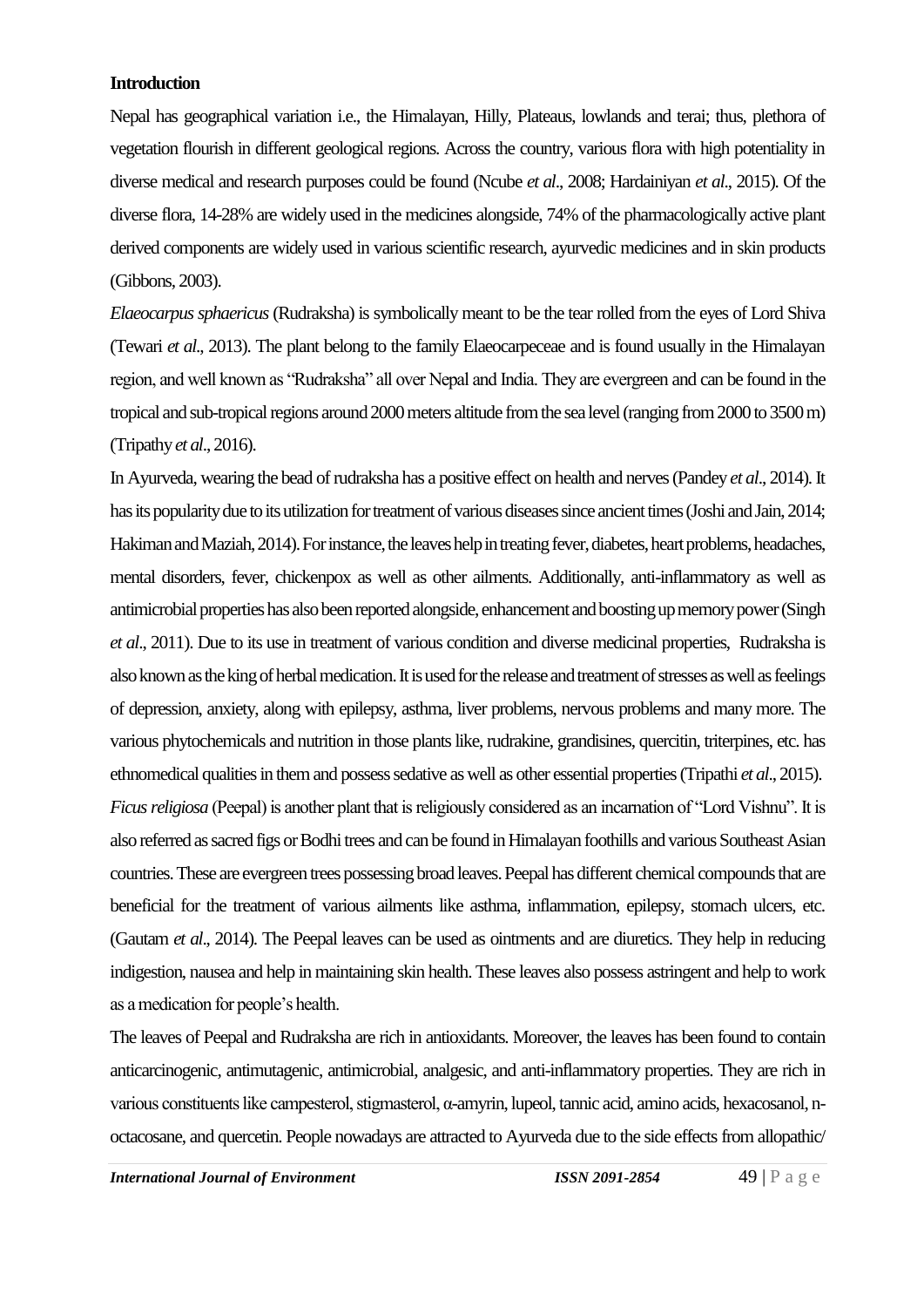**Introduction**

Nepal has geographical variation i.e., the Himalayan, Hilly, Plateaus, lowlands and terai; thus, plethora of vegetation flourish in different geological regions. Across the country, various flora with high potentiality in diverse medical and research purposes could be found (Ncube *et al*., 2008; Hardainiyan *et al*., 2015). Of the diverse flora, 14-28% are widely used in the medicines alongside, 74% of the pharmacologically active plant derived components are widely used in various scientific research, ayurvedic medicines and in skin products (Gibbons, 2003).

*Elaeocarpus sphaericus* (Rudraksha) is symbolically meant to be the tear rolled from the eyes of Lord Shiva (Tewari *et al*., 2013). The plant belong to the family Elaeocarpeceae and is found usually in the Himalayan region, and well known as "Rudraksha" all over Nepal and India. They are evergreen and can be found in the tropical and sub-tropical regions around 2000 meters altitude from the sea level (ranging from 2000 to 3500 m) (Tripathy *et al*., 2016).

In Ayurveda, wearing the bead of rudraksha has a positive effect on health and nerves (Pandey *et al*., 2014). It has its popularity due to its utilization for treatment of various diseases since ancient times (Joshi and Jain, 2014; Hakiman and Maziah, 2014). For instance, the leaves help in treating fever, diabetes, heart problems, headaches, mental disorders, fever, chickenpox as well as other ailments. Additionally, anti-inflammatory as well as antimicrobial properties has also been reported alongside, enhancement and boosting up memory power (Singh *et al*., 2011). Due to its use in treatment of various condition and diverse medicinal properties, Rudraksha is also known as the king of herbal medication. It is used for the release and treatment of stresses as well as feelings of depression, anxiety, along with epilepsy, asthma, liver problems, nervous problems and many more. The various phytochemicals and nutrition in those plants like, rudrakine, grandisines, quercitin, triterpines, etc. has ethnomedical qualities in them and possess sedative as well as other essential properties (Tripathi *et al*., 2015).

*Ficus religiosa* (Peepal) is another plant that is religiously considered as an incarnation of "Lord Vishnu". It is also referred as sacred figs or Bodhi trees and can be found in Himalayan foothills and various Southeast Asian countries. These are evergreen trees possessing broad leaves. Peepal has different chemical compounds that are beneficial for the treatment of various ailments like asthma, inflammation, epilepsy, stomach ulcers, etc. (Gautam *et al*., 2014). The Peepal leaves can be used as ointments and are diuretics. They help in reducing indigestion, nausea and help in maintaining skin health. These leaves also possess astringent and help to work as a medication for people's health.

The leaves of Peepal and Rudraksha are rich in antioxidants. Moreover, the leaves has been found to contain anticarcinogenic, antimutagenic, antimicrobial, analgesic, and anti-inflammatory properties. They are rich in various constituents like campesterol, stigmasterol, α-amyrin, lupeol, tannic acid, amino acids, hexacosanol, n-octacosane, and quercetin. People nowadays are attracted to Ayurveda due to the side effects from allopathic/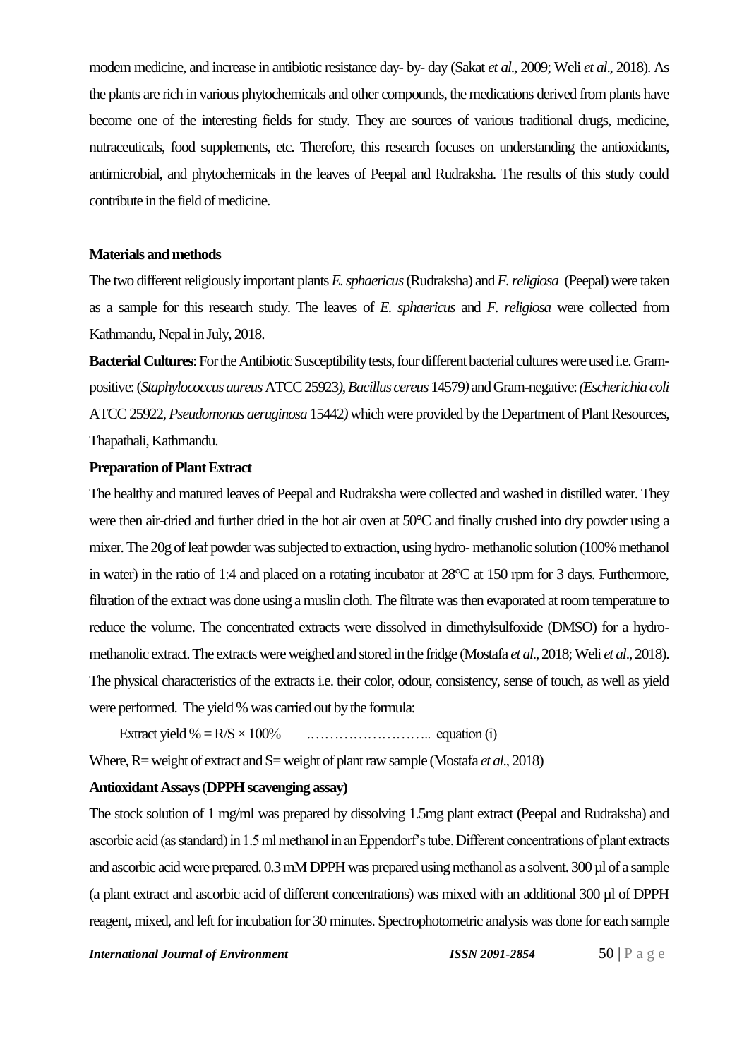modern medicine, and increase in antibiotic resistance day- by- day (Sakat *et al*., 2009; Weli *et al*., 2018). As the plants are rich in various phytochemicals and other compounds, the medications derived from plants have become one of the interesting fields for study. They are sources of various traditional drugs, medicine, nutraceuticals, food supplements, etc. Therefore, this research focuses on understanding the antioxidants, antimicrobial, and phytochemicals in the leaves of Peepal and Rudraksha. The results of this study could contribute in the field of medicine.

## Materials and methods

The two different religiously important plants *E. sphaericus* (Rudraksha) and *F. religiosa* (Peepal) were taken as a sample for this research study. The leaves of *E. sphaericus* and *F. religiosa* were collected from Kathmandu, Nepal in July, 2018.

**Bacterial Cultures**: For the Antibiotic Susceptibility tests, four different bacterial cultures were used i.e. Gram-positive: (*Staphylococcus aureus* ATCC 25923*), Bacillus cereus* 14579*)* and Gram-negative: *(Escherichia coli* ATCC 25922, *Pseudomonas aeruginosa* 15442*)* which were provided by the Department of Plant Resources, Thapathali, Kathmandu.

**Preparation of Plant Extract**

The healthy and matured leaves of Peepal and Rudraksha were collected and washed in distilled water. They were then air-dried and further dried in the hot air oven at 50°C and finally crushed into dry powder using a mixer. The 20g of leaf powder was subjected to extraction, using hydro- methanolic solution (100% methanol in water) in the ratio of 1:4 and placed on a rotating incubator at 28°C at 150 rpm for 3 days. Furthermore, filtration of the extract was done using a muslin cloth. The filtrate was then evaporated at room temperature to reduce the volume. The concentrated extracts were dissolved in dimethylsulfoxide (DMSO) for a hydro-methanolic extract. The extracts were weighed and stored in the fridge (Mostafa *et al*., 2018; Weli *et al*., 2018). The physical characteristics of the extracts i.e. their color, odour, consistency, sense of touch, as well as yield were performed. The yield % was carried out by the formula:

$$\text{Extract yield \%} = R/S \times 100\% \quad \text{……………………….. equation (i)}$$

Where, R= weight of extract and S= weight of plant raw sample (Mostafa *et al*., 2018)

**Antioxidant Assays (DPPH scavenging assay)**

The stock solution of 1 mg/ml was prepared by dissolving 1.5mg plant extract (Peepal and Rudraksha) and ascorbic acid (as standard) in 1.5 ml methanol in an Eppendorf's tube. Different concentrations of plant extracts and ascorbic acid were prepared. 0.3 mM DPPH was prepared using methanol as a solvent. 300 µl of a sample (a plant extract and ascorbic acid of different concentrations) was mixed with an additional 300 µl of DPPH reagent, mixed, and left for incubation for 30 minutes. Spectrophotometric analysis was done for each sample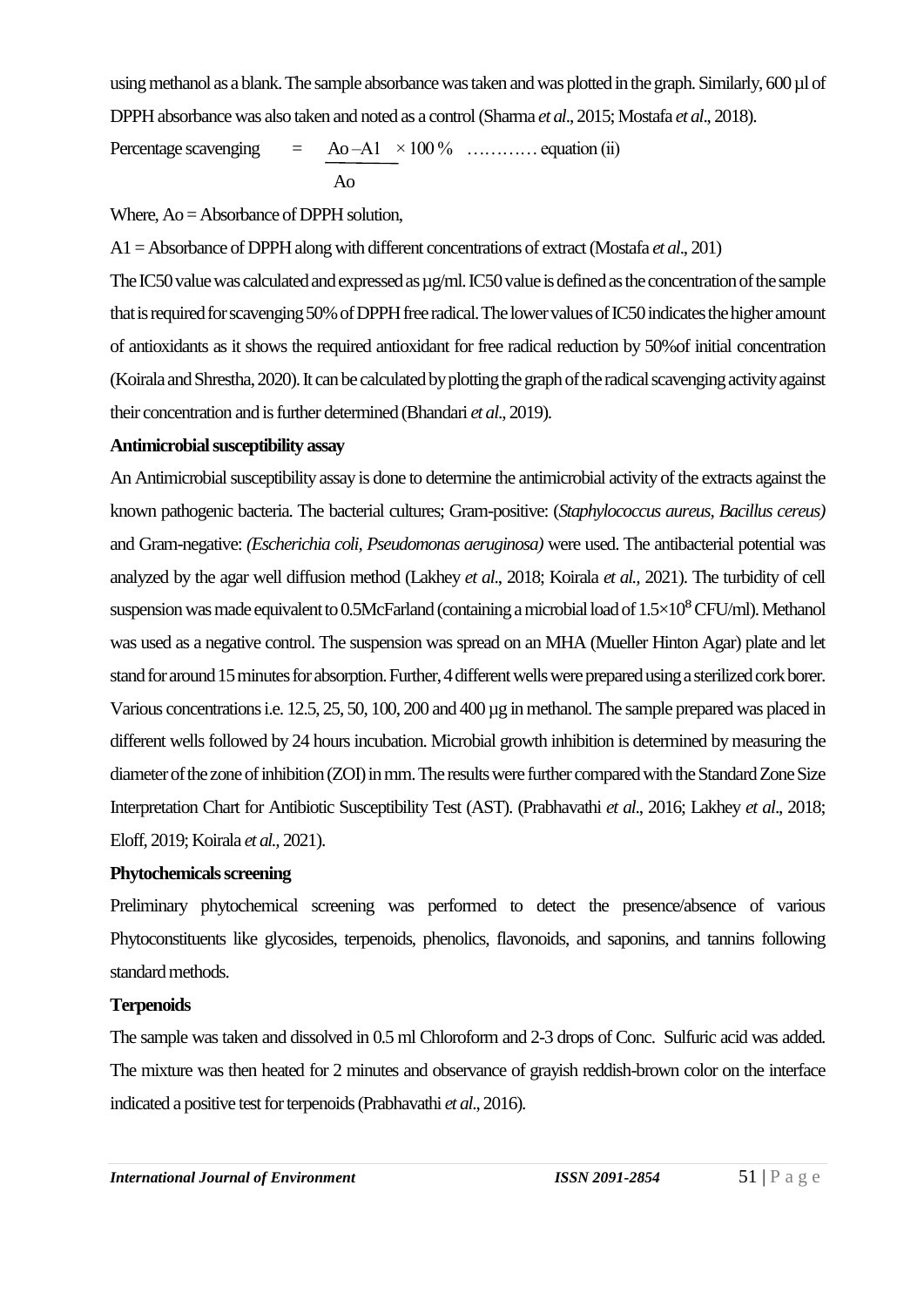using methanol as a blank. The sample absorbance was taken and was plotted in the graph. Similarly, 600 µl of DPPH absorbance was also taken and noted as a control (Sharma *et al*., 2015; Mostafa *et al*., 2018).

$$\text{Percentage scavenging} = \frac{Ao - A1}{Ao} \times 100\ \% \quad \text{………… equation (ii)}$$

Where, Ao = Absorbance of DPPH solution,

A1 = Absorbance of DPPH along with different concentrations of extract (Mostafa *et al*., 201)

The IC50 value was calculated and expressed as µg/ml. IC50 value is defined as the concentration of the sample that is required for scavenging 50% of DPPH free radical. The lower values of IC50 indicates the higher amount of antioxidants as it shows the required antioxidant for free radical reduction by 50%of initial concentration (Koirala and Shrestha, 2020). It can be calculated by plotting the graph of the radical scavenging activity against their concentration and is further determined (Bhandari *et al*., 2019).

**Antimicrobial susceptibility assay**

An Antimicrobial susceptibility assay is done to determine the antimicrobial activity of the extracts against the known pathogenic bacteria. The bacterial cultures; Gram-positive: (*Staphylococcus aureus, Bacillus cereus)* and Gram-negative: *(Escherichia coli, Pseudomonas aeruginosa)* were used. The antibacterial potential was analyzed by the agar well diffusion method (Lakhey *et al*., 2018; Koirala *et al.,* 2021). The turbidity of cell suspension was made equivalent to 0.5McFarland (containing a microbial load of $1.5\times10^{8}$ CFU/ml). Methanol was used as a negative control. The suspension was spread on an MHA (Mueller Hinton Agar) plate and let stand for around 15 minutes for absorption. Further, 4 different wells were prepared using a sterilized cork borer. Various concentrations i.e. 12.5, 25, 50, 100, 200 and 400 µg in methanol. The sample prepared was placed in different wells followed by 24 hours incubation. Microbial growth inhibition is determined by measuring the diameter of the zone of inhibition (ZOI) in mm. The results were further compared with the Standard Zone Size Interpretation Chart for Antibiotic Susceptibility Test (AST). (Prabhavathi *et al*., 2016; Lakhey *et al*., 2018; Eloff, 2019; Koirala *et al.,* 2021).

**Phytochemicals screening**

Preliminary phytochemical screening was performed to detect the presence/absence of various Phytoconstituents like glycosides, terpenoids, phenolics, flavonoids, and saponins, and tannins following standard methods.

**Terpenoids**

The sample was taken and dissolved in 0.5 ml Chloroform and 2-3 drops of Conc. Sulfuric acid was added. The mixture was then heated for 2 minutes and observance of grayish reddish-brown color on the interface indicated a positive test for terpenoids (Prabhavathi *et al*., 2016).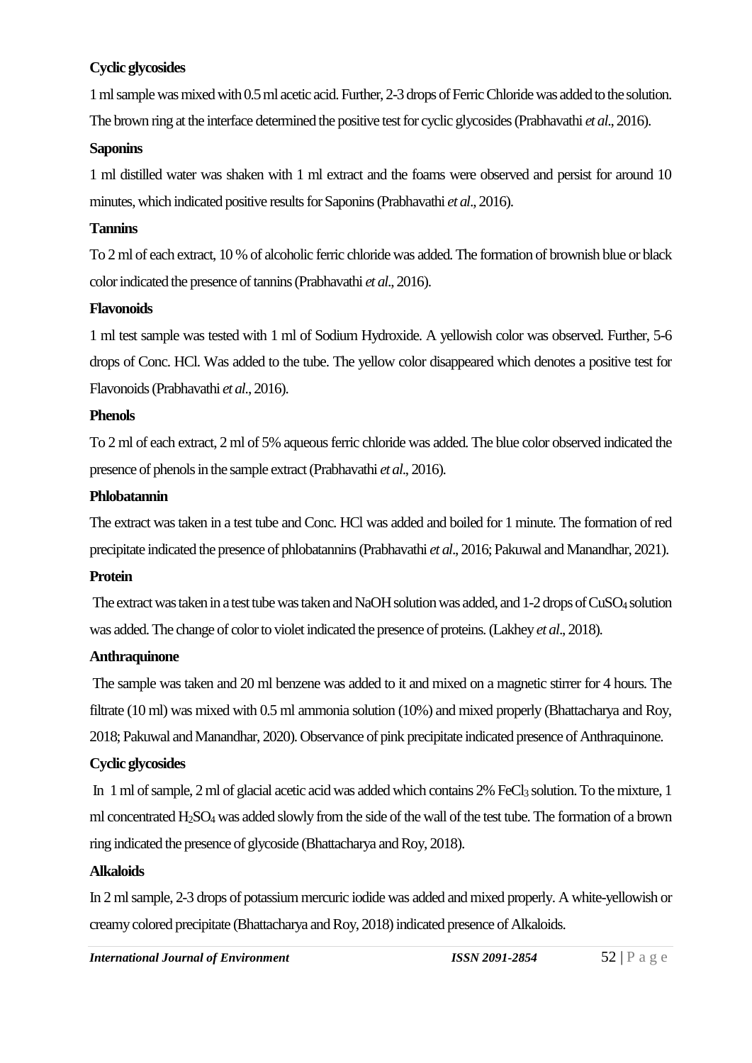**Cyclic glycosides**

1 ml sample was mixed with 0.5 ml acetic acid. Further, 2-3 drops of Ferric Chloride was added to the solution. The brown ring at the interface determined the positive test for cyclic glycosides (Prabhavathi *et al*., 2016).

**Saponins**

1 ml distilled water was shaken with 1 ml extract and the foams were observed and persist for around 10 minutes, which indicated positive results for Saponins (Prabhavathi *et al*., 2016).

**Tannins**

To 2 ml of each extract, 10 % of alcoholic ferric chloride was added. The formation of brownish blue or black color indicated the presence of tannins (Prabhavathi *et al*., 2016).

**Flavonoids**

1 ml test sample was tested with 1 ml of Sodium Hydroxide. A yellowish color was observed. Further, 5-6 drops of Conc. HCl. Was added to the tube. The yellow color disappeared which denotes a positive test for Flavonoids (Prabhavathi *et al*., 2016).

**Phenols**

To 2 ml of each extract, 2 ml of 5% aqueous ferric chloride was added. The blue color observed indicated the presence of phenols in the sample extract (Prabhavathi *et al*., 2016).

**Phlobatannin**

The extract was taken in a test tube and Conc. HCl was added and boiled for 1 minute. The formation of red precipitate indicated the presence of phlobatannins (Prabhavathi *et al*., 2016; Pakuwal and Manandhar, 2021).

**Protein**

The extract was taken in a test tube was taken and NaOH solution was added, and 1-2 drops of $CuSO_4$ solution was added. The change of color to violet indicated the presence of proteins. (Lakhey *et al*., 2018).

**Anthraquinone**

The sample was taken and 20 ml benzene was added to it and mixed on a magnetic stirrer for 4 hours. The filtrate (10 ml) was mixed with 0.5 ml ammonia solution (10%) and mixed properly (Bhattacharya and Roy, 2018; Pakuwal and Manandhar, 2020). Observance of pink precipitate indicated presence of Anthraquinone.

**Cyclic glycosides**

In 1 ml of sample, 2 ml of glacial acetic acid was added which contains 2% $FeCl_3$ solution. To the mixture, 1 ml concentrated $H_2SO_4$ was added slowly from the side of the wall of the test tube. The formation of a brown ring indicated the presence of glycoside (Bhattacharya and Roy, 2018).

**Alkaloids**

In 2 ml sample, 2-3 drops of potassium mercuric iodide was added and mixed properly. A white-yellowish or creamy colored precipitate (Bhattacharya and Roy, 2018) indicated presence of Alkaloids.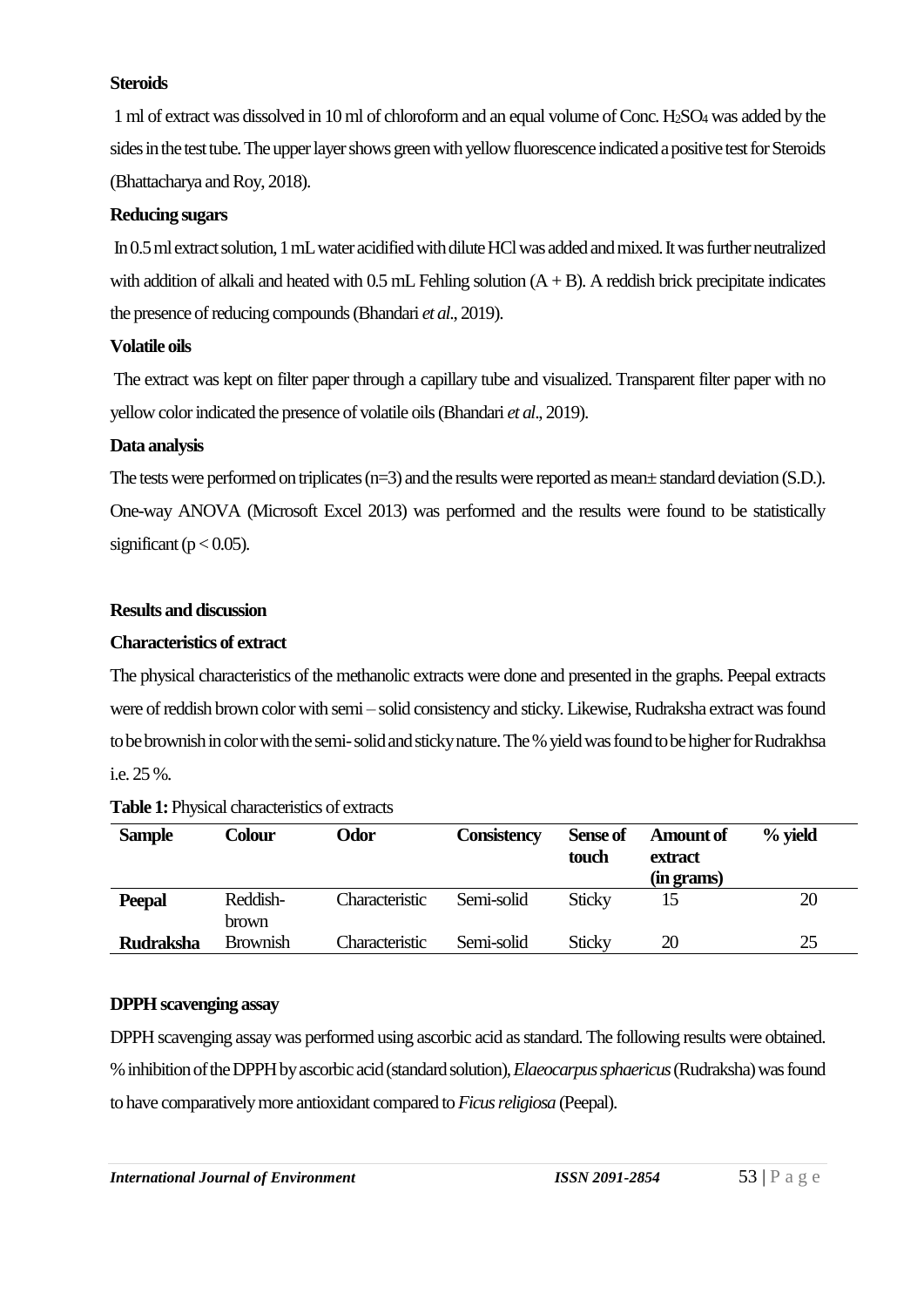**Steroids**

1 ml of extract was dissolved in 10 ml of chloroform and an equal volume of Conc. $H_2SO_4$ was added by the sides in the test tube. The upper layer shows green with yellow fluorescence indicated a positive test for Steroids (Bhattacharya and Roy, 2018).

**Reducing sugars**

In 0.5 ml extract solution, 1 mL water acidified with dilute HCl was added and mixed. It was further neutralized with addition of alkali and heated with 0.5 mL Fehling solution (A + B). A reddish brick precipitate indicates the presence of reducing compounds (Bhandari *et al*., 2019).

**Volatile oils**

The extract was kept on filter paper through a capillary tube and visualized. Transparent filter paper with no yellow color indicated the presence of volatile oils (Bhandari *et al*., 2019).

**Data analysis**

The tests were performed on triplicates (n=3) and the results were reported as mean± standard deviation (S.D.). One-way ANOVA (Microsoft Excel 2013) was performed and the results were found to be statistically significant ($p < 0.05$).

**Results and discussion**

**Characteristics of extract**

The physical characteristics of the methanolic extracts were done and presented in the graphs. Peepal extracts were of reddish brown color with semi – solid consistency and sticky. Likewise, Rudraksha extract was found to be brownish in color with the semi- solid and sticky nature. The % yield was found to be higher for Rudrakhsa i.e. 25 %.

**Table 1:** Physical characteristics of extracts

| Sample | Colour | Odor | Consistency | Sense of touch | Amount of extract (in grams) | % yield |
|---|---|---|---|---|---|---|
| **Peepal** | Reddish-brown | Characteristic | Semi-solid | Sticky | 15 | 20 |
| **Rudraksha** | Brownish | Characteristic | Semi-solid | Sticky | 20 | 25 |

**DPPH scavenging assay**

DPPH scavenging assay was performed using ascorbic acid as standard. The following results were obtained. % inhibition of the DPPH by ascorbic acid (standard solution), *Elaeocarpus sphaericus* (Rudraksha) was found to have comparatively more antioxidant compared to *Ficus religiosa* (Peepal).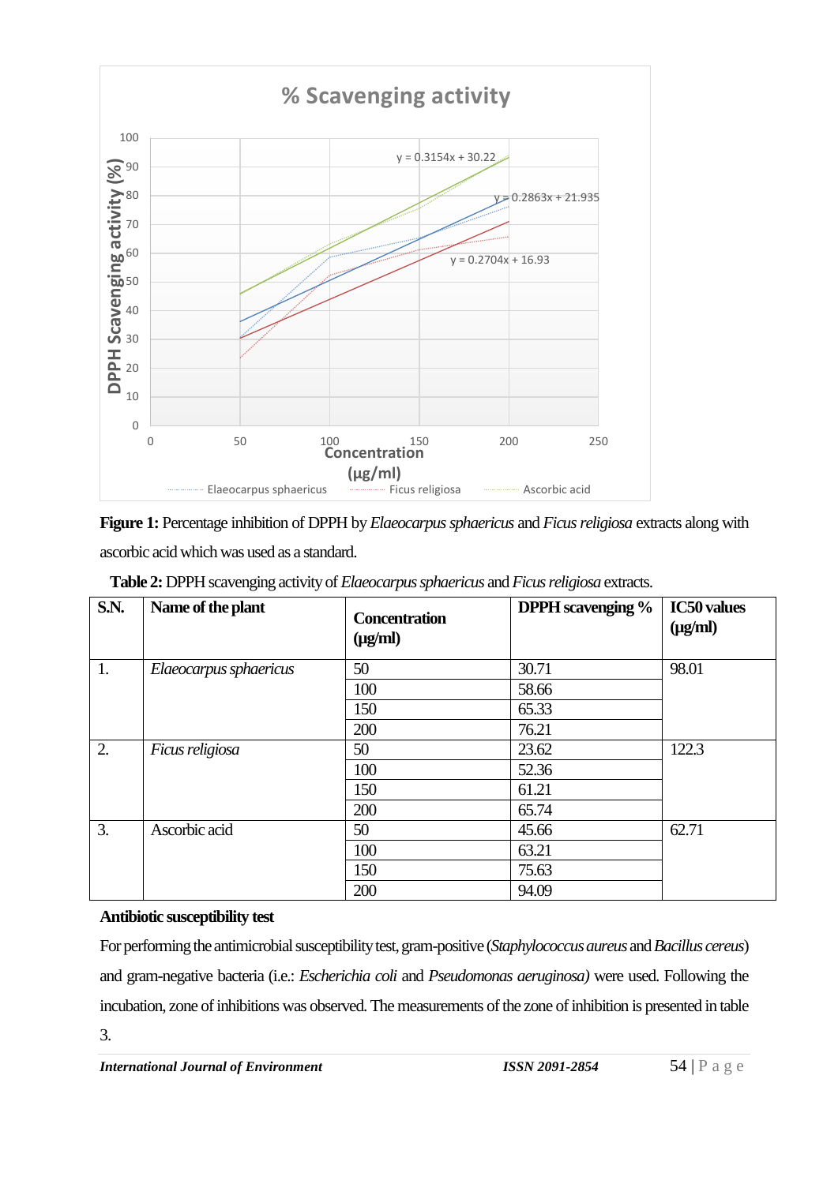**Figure 1:** Percentage inhibition of DPPH by *Elaeocarpus sphaericus* and *Ficus religiosa* extracts along with ascorbic acid which was used as a standard.

**Table 2:** DPPH scavenging activity of *Elaeocarpus sphaericus* and *Ficus religiosa* extracts.

| S.N. | Name of the plant | Concentration (µg/ml) | DPPH scavenging % | IC50 values (µg/ml) |
|---|---|---|---|---|
| 1. | *Elaeocarpus sphaericus* | 50 | 30.71 | 98.01 |
| | | 100 | 58.66 | |
| | | 150 | 65.33 | |
| | | 200 | 76.21 | |
| 2. | *Ficus religiosa* | 50 | 23.62 | 122.3 |
| | | 100 | 52.36 | |
| | | 150 | 61.21 | |
| | | 200 | 65.74 | |
| 3. | Ascorbic acid | 50 | 45.66 | 62.71 |
| | | 100 | 63.21 | |
| | | 150 | 75.63 | |
| | | 200 | 94.09 | |

**Antibiotic susceptibility test**

For performing the antimicrobial susceptibility test, gram-positive (*Staphylococcus aureus* and *Bacillus cereus*) and gram-negative bacteria (i.e.: *Escherichia coli* and *Pseudomonas aeruginosa)* were used. Following the incubation, zone of inhibitions was observed. The measurements of the zone of inhibition is presented in table 3.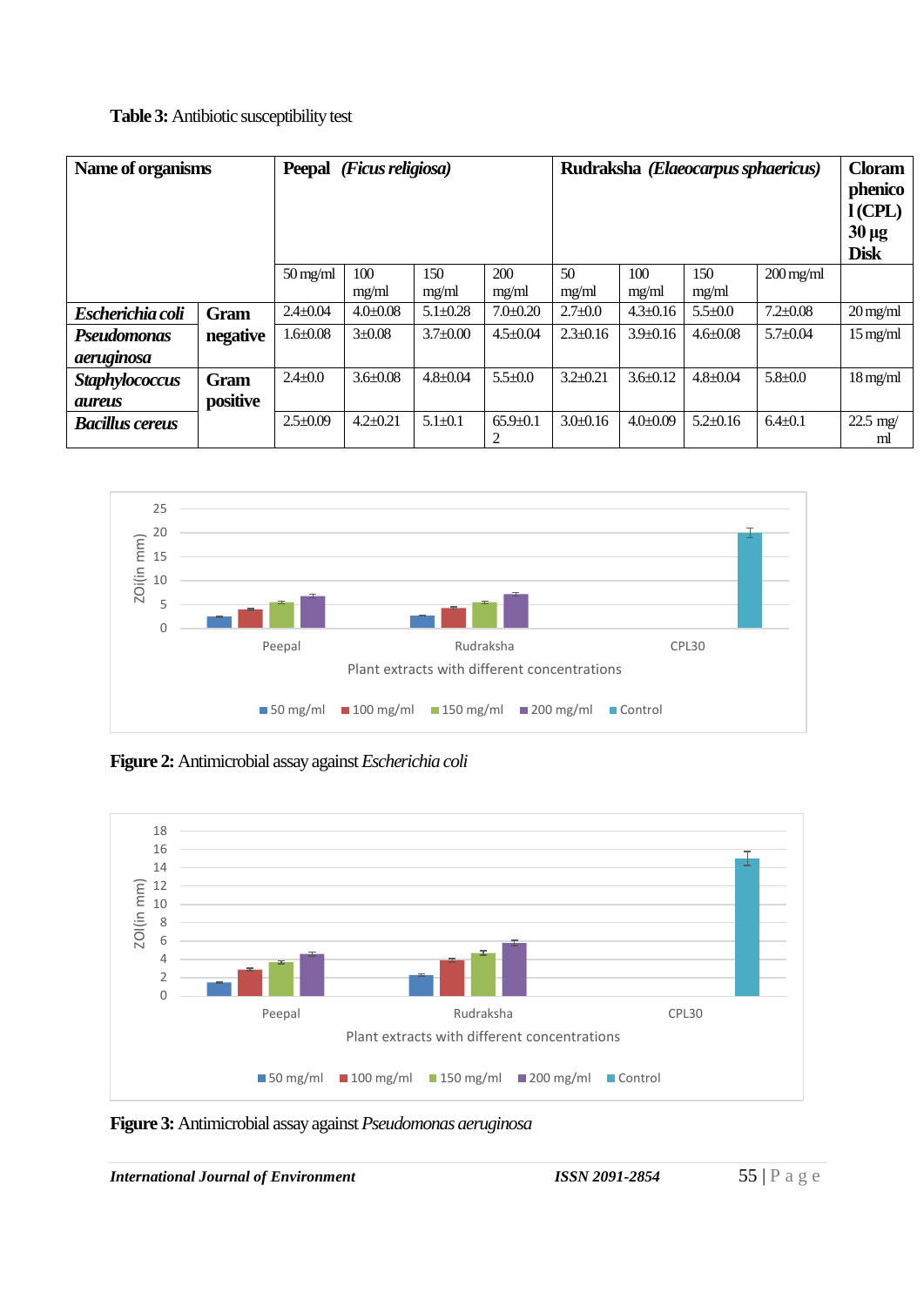**Table 3:** Antibiotic susceptibility test

| Name of organisms | | Peepal (*Ficus religiosa*) | | | | Rudraksha (*Elaeocarpus sphaericus*) | | | | Cloramphenicol (CPL) 30 µg Disk |
|---|---|---|---|---|---|---|---|---|---|---|
| | | 50 mg/ml | 100 mg/ml | 150 mg/ml | 200 mg/ml | 50 mg/ml | 100 mg/ml | 150 mg/ml | 200 mg/ml | |
| ***Escherichia coli*** | **Gram negative** | 2.4±0.04 | 4.0±0.08 | 5.1±0.28 | 7.0±0.20 | 2.7±0.0 | 4.3±0.16 | 5.5±0.0 | 7.2±0.08 | 20 mg/ml |
| ***Pseudomonas aeruginosa*** | | 1.6±0.08 | 3±0.08 | 3.7±0.00 | 4.5±0.04 | 2.3±0.16 | 3.9±0.16 | 4.6±0.08 | 5.7±0.04 | 15 mg/ml |
| ***Staphylococcus aureus*** | **Gram positive** | 2.4±0.0 | 3.6±0.08 | 4.8±0.04 | 5.5±0.0 | 3.2±0.21 | 3.6±0.12 | 4.8±0.04 | 5.8±0.0 | 18 mg/ml |
| ***Bacillus cereus*** | | 2.5±0.09 | 4.2±0.21 | 5.1±0.1 | 65.9±0.12 | 3.0±0.16 | 4.0±0.09 | 5.2±0.16 | 6.4±0.1 | 22.5 mg/ml |

**Figure 2:** Antimicrobial assay against *Escherichia coli*

**Figure 3:** Antimicrobial assay against *Pseudomonas aeruginosa*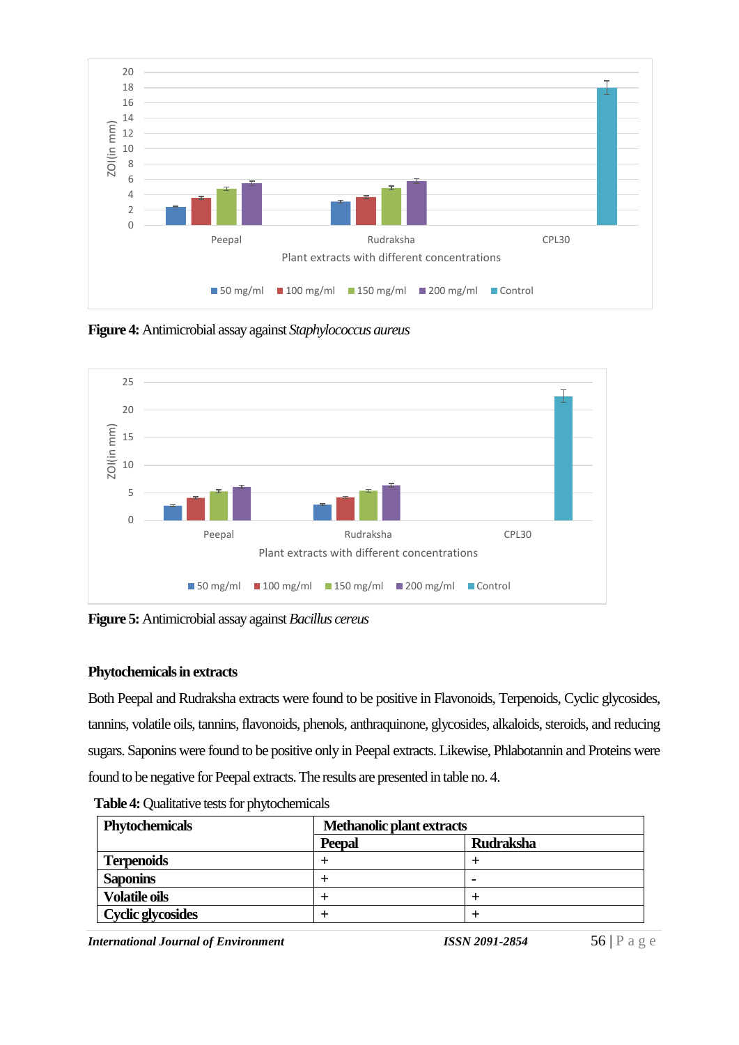Figure 4: Antimicrobial assay against *Staphylococcus aureus*

Figure 5: Antimicrobial assay against *Bacillus cereus*

### Phytochemicals in extracts

Both Peepal and Rudraksha extracts were found to be positive in Flavonoids, Terpenoids, Cyclic glycosides, tannins, volatile oils, tannins, flavonoids, phenols, anthraquinone, glycosides, alkaloids, steroids, and reducing sugars. Saponins were found to be positive only in Peepal extracts. Likewise, Phlabotannin and Proteins were found to be negative for Peepal extracts. The results are presented in table no. 4.

**Table 4:** Qualitative tests for phytochemicals

| Phytochemicals | Methanolic plant extracts | |
|---|---|---|
| | Peepal | Rudraksha |
| Terpenoids | + | + |
| Saponins | + | - |
| Volatile oils | + | + |
| Cyclic glycosides | + | + |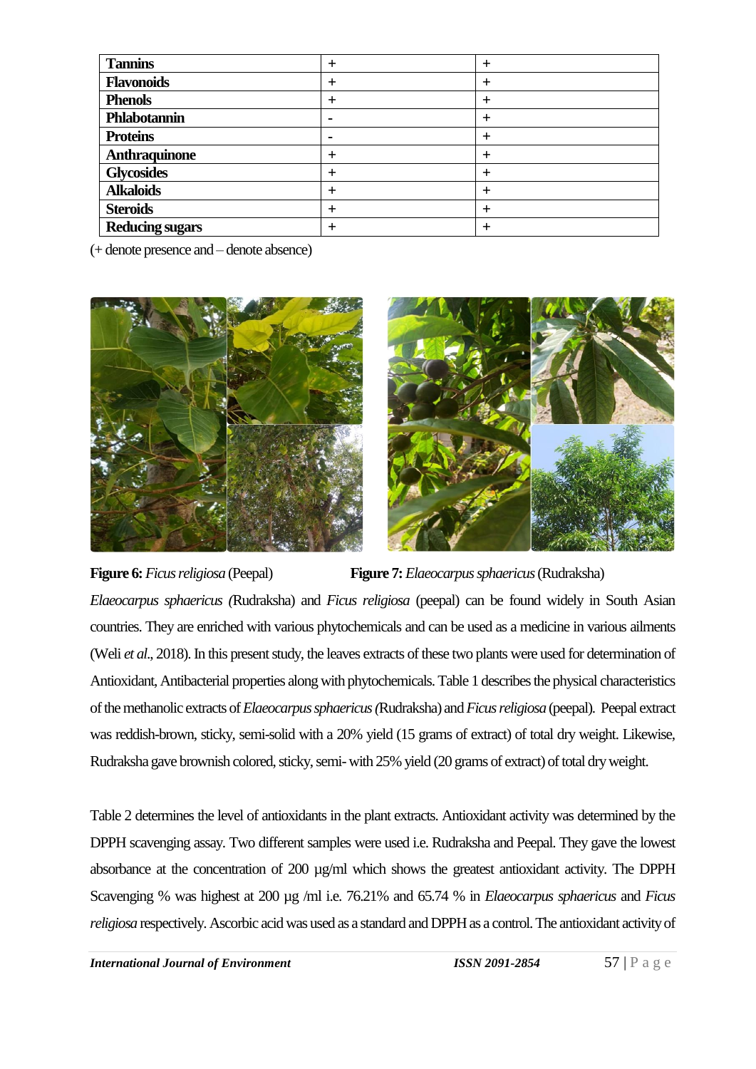| | | |
|---|---|---|
| **Tannins** | + | + |
| **Flavonoids** | + | + |
| **Phenols** | + | + |
| **Phlabotannin** | - | + |
| **Proteins** | - | + |
| **Anthraquinone** | + | + |
| **Glycosides** | + | + |
| **Alkaloids** | + | + |
| **Steroids** | + | + |
| **Reducing sugars** | + | + |

(+ denote presence and – denote absence)

**Figure 6:** *Ficus religiosa* (Peepal) **Figure 7:** *Elaeocarpus sphaericus* (Rudraksha)

*Elaeocarpus sphaericus (*Rudraksha) and *Ficus religiosa* (peepal) can be found widely in South Asian countries. They are enriched with various phytochemicals and can be used as a medicine in various ailments (Weli *et al*., 2018). In this present study, the leaves extracts of these two plants were used for determination of Antioxidant, Antibacterial properties along with phytochemicals. Table 1 describes the physical characteristics of the methanolic extracts of *Elaeocarpus sphaericus (*Rudraksha) and *Ficus religiosa* (peepal). Peepal extract was reddish-brown, sticky, semi-solid with a 20% yield (15 grams of extract) of total dry weight. Likewise, Rudraksha gave brownish colored, sticky, semi- with 25% yield (20 grams of extract) of total dry weight.

Table 2 determines the level of antioxidants in the plant extracts. Antioxidant activity was determined by the DPPH scavenging assay. Two different samples were used i.e. Rudraksha and Peepal. They gave the lowest absorbance at the concentration of 200 µg/ml which shows the greatest antioxidant activity. The DPPH Scavenging % was highest at 200 µg /ml i.e. 76.21% and 65.74 % in *Elaeocarpus sphaericus* and *Ficus religiosa* respectively. Ascorbic acid was used as a standard and DPPH as a control. The antioxidant activity of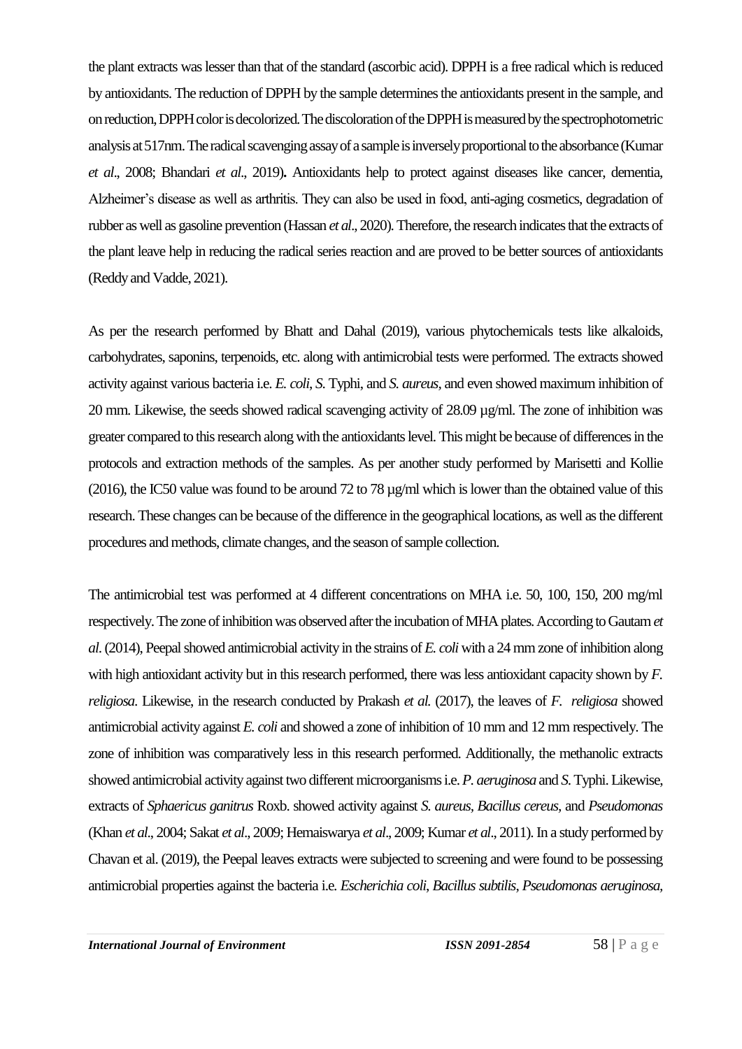the plant extracts was lesser than that of the standard (ascorbic acid). DPPH is a free radical which is reduced by antioxidants. The reduction of DPPH by the sample determines the antioxidants present in the sample, and on reduction, DPPH color is decolorized. The discoloration of the DPPH is measured by the spectrophotometric analysis at 517nm. The radical scavenging assay of a sample is inversely proportional to the absorbance (Kumar *et al*., 2008; Bhandari *et al*., 2019)**.** Antioxidants help to protect against diseases like cancer, dementia, Alzheimer's disease as well as arthritis. They can also be used in food, anti-aging cosmetics, degradation of rubber as well as gasoline prevention (Hassan *et al*., 2020). Therefore, the research indicates that the extracts of the plant leave help in reducing the radical series reaction and are proved to be better sources of antioxidants (Reddy and Vadde, 2021).

As per the research performed by Bhatt and Dahal (2019), various phytochemicals tests like alkaloids, carbohydrates, saponins, terpenoids, etc. along with antimicrobial tests were performed. The extracts showed activity against various bacteria i.e. *E. coli*, *S.* Typhi, and *S. aureus,* and even showed maximum inhibition of 20 mm. Likewise, the seeds showed radical scavenging activity of 28.09 µg/ml. The zone of inhibition was greater compared to this research along with the antioxidants level. This might be because of differences in the protocols and extraction methods of the samples. As per another study performed by Marisetti and Kollie (2016), the IC50 value was found to be around 72 to 78 µg/ml which is lower than the obtained value of this research. These changes can be because of the difference in the geographical locations, as well as the different procedures and methods, climate changes, and the season of sample collection.

The antimicrobial test was performed at 4 different concentrations on MHA i.e. 50, 100, 150, 200 mg/ml respectively. The zone of inhibition was observed after the incubation of MHA plates. According to Gautam *et al*. (2014), Peepal showed antimicrobial activity in the strains of *E. coli* with a 24 mm zone of inhibition along with high antioxidant activity but in this research performed, there was less antioxidant capacity shown by *F. religiosa*. Likewise, in the research conducted by Prakash *et al.* (2017), the leaves of *F. religiosa* showed antimicrobial activity against *E. coli* and showed a zone of inhibition of 10 mm and 12 mm respectively. The zone of inhibition was comparatively less in this research performed. Additionally, the methanolic extracts showed antimicrobial activity against two different microorganisms i.e. *P. aeruginosa* and *S.* Typhi. Likewise, extracts of *Sphaericus ganitrus* Roxb. showed activity against *S. aureus*, *Bacillus cereus*, and *Pseudomonas* (Khan *et al*., 2004; Sakat *et al*., 2009; Hemaiswarya *et al*., 2009; Kumar *et al*., 2011). In a study performed by Chavan et al. (2019), the Peepal leaves extracts were subjected to screening and were found to be possessing antimicrobial properties against the bacteria i.e. *Escherichia coli*, *Bacillus subtilis*, *Pseudomonas aeruginosa*,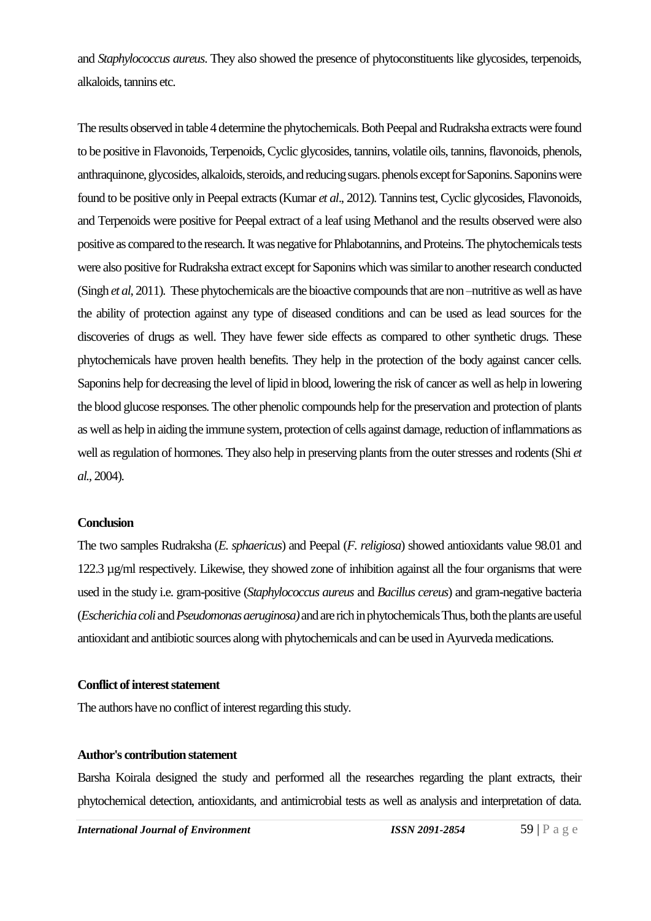and *Staphylococcus aureus*. They also showed the presence of phytoconstituents like glycosides, terpenoids, alkaloids, tannins etc.

The results observed in table 4 determine the phytochemicals. Both Peepal and Rudraksha extracts were found to be positive in Flavonoids, Terpenoids, Cyclic glycosides, tannins, volatile oils, tannins, flavonoids, phenols, anthraquinone, glycosides, alkaloids, steroids, and reducing sugars. phenols except for Saponins. Saponins were found to be positive only in Peepal extracts (Kumar *et al*., 2012). Tannins test, Cyclic glycosides, Flavonoids, and Terpenoids were positive for Peepal extract of a leaf using Methanol and the results observed were also positive as compared to the research. It was negative for Phlabotannins, and Proteins. The phytochemicals tests were also positive for Rudraksha extract except for Saponins which was similar to another research conducted (Singh *et al*, 2011). These phytochemicals are the bioactive compounds that are non –nutritive as well as have the ability of protection against any type of diseased conditions and can be used as lead sources for the discoveries of drugs as well. They have fewer side effects as compared to other synthetic drugs. These phytochemicals have proven health benefits. They help in the protection of the body against cancer cells. Saponins help for decreasing the level of lipid in blood, lowering the risk of cancer as well as help in lowering the blood glucose responses. The other phenolic compounds help for the preservation and protection of plants as well as help in aiding the immune system, protection of cells against damage, reduction of inflammations as well as regulation of hormones. They also help in preserving plants from the outer stresses and rodents (Shi *et al*., 2004).

## Conclusion

The two samples Rudraksha (*E. sphaericus*) and Peepal (*F. religiosa*) showed antioxidants value 98.01 and 122.3 µg/ml respectively. Likewise, they showed zone of inhibition against all the four organisms that were used in the study i.e. gram-positive (*Staphylococcus aureus* and *Bacillus cereus*) and gram-negative bacteria (*Escherichia coli* and *Pseudomonas aeruginosa)* and are rich in phytochemicals Thus, both the plants are useful antioxidant and antibiotic sources along with phytochemicals and can be used in Ayurveda medications.

## Conflict of interest statement

The authors have no conflict of interest regarding this study.

## Author's contribution statement

Barsha Koirala designed the study and performed all the researches regarding the plant extracts, their phytochemical detection, antioxidants, and antimicrobial tests as well as analysis and interpretation of data.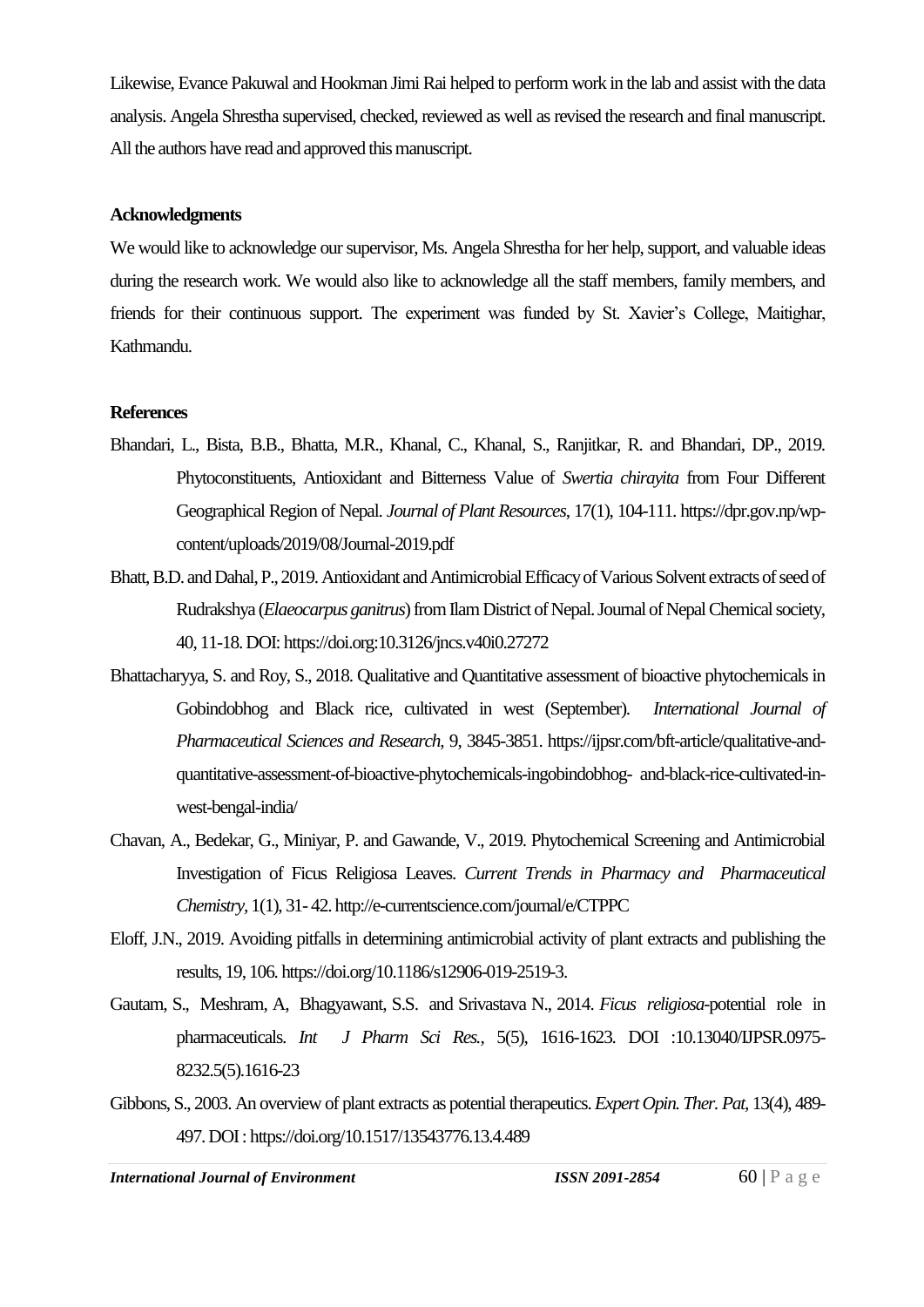Likewise, Evance Pakuwal and Hookman Jimi Rai helped to perform work in the lab and assist with the data analysis. Angela Shrestha supervised, checked, reviewed as well as revised the research and final manuscript. All the authors have read and approved this manuscript.

**Acknowledgments**

We would like to acknowledge our supervisor, Ms. Angela Shrestha for her help, support, and valuable ideas during the research work. We would also like to acknowledge all the staff members, family members, and friends for their continuous support. The experiment was funded by St. Xavier's College, Maitighar, Kathmandu.

**References**

Bhandari, L., Bista, B.B., Bhatta, M.R., Khanal, C., Khanal, S., Ranjitkar, R. and Bhandari, DP., 2019. Phytoconstituents, Antioxidant and Bitterness Value of *Swertia chirayita* from Four Different Geographical Region of Nepal. *Journal of Plant Resources*, 17(1), 104-111. https://dpr.gov.np/wp-content/uploads/2019/08/Journal-2019.pdf

Bhatt, B.D. and Dahal, P., 2019. Antioxidant and Antimicrobial Efficacy of Various Solvent extracts of seed of Rudrakshya (*Elaeocarpus ganitrus*) from Ilam District of Nepal. Journal of Nepal Chemical society, 40, 11-18. DOI: https://doi.org:10.3126/jncs.v40i0.27272

Bhattacharyya, S. and Roy, S., 2018. Qualitative and Quantitative assessment of bioactive phytochemicals in Gobindobhog and Black rice, cultivated in west (September). *International Journal of Pharmaceutical Sciences and Research,* 9, 3845-3851. https://ijpsr.com/bft-article/qualitative-and-quantitative-assessment-of-bioactive-phytochemicals-ingobindobhog- and-black-rice-cultivated-in-west-bengal-india/

Chavan, A., Bedekar, G., Miniyar, P. and Gawande, V., 2019. Phytochemical Screening and Antimicrobial Investigation of Ficus Religiosa Leaves. *Current Trends in Pharmacy and Pharmaceutical Chemistry*, 1(1), 31- 42. http://e-currentscience.com/journal/e/CTPPC

Eloff, J.N., 2019. Avoiding pitfalls in determining antimicrobial activity of plant extracts and publishing the results, 19, 106. https://doi.org/10.1186/s12906-019-2519-3.

Gautam, S., Meshram, A, Bhagyawant, S.S. and Srivastava N., 2014. *Ficus religiosa*-potential role in pharmaceuticals. *Int J Pharm Sci Res.*, 5(5), 1616-1623. DOI :10.13040/IJPSR.0975-8232.5(5).1616-23

Gibbons, S., 2003. An overview of plant extracts as potential therapeutics. *Expert Opin. Ther. Pat*, 13(4), 489-497. DOI : https://doi.org/10.1517/13543776.13.4.489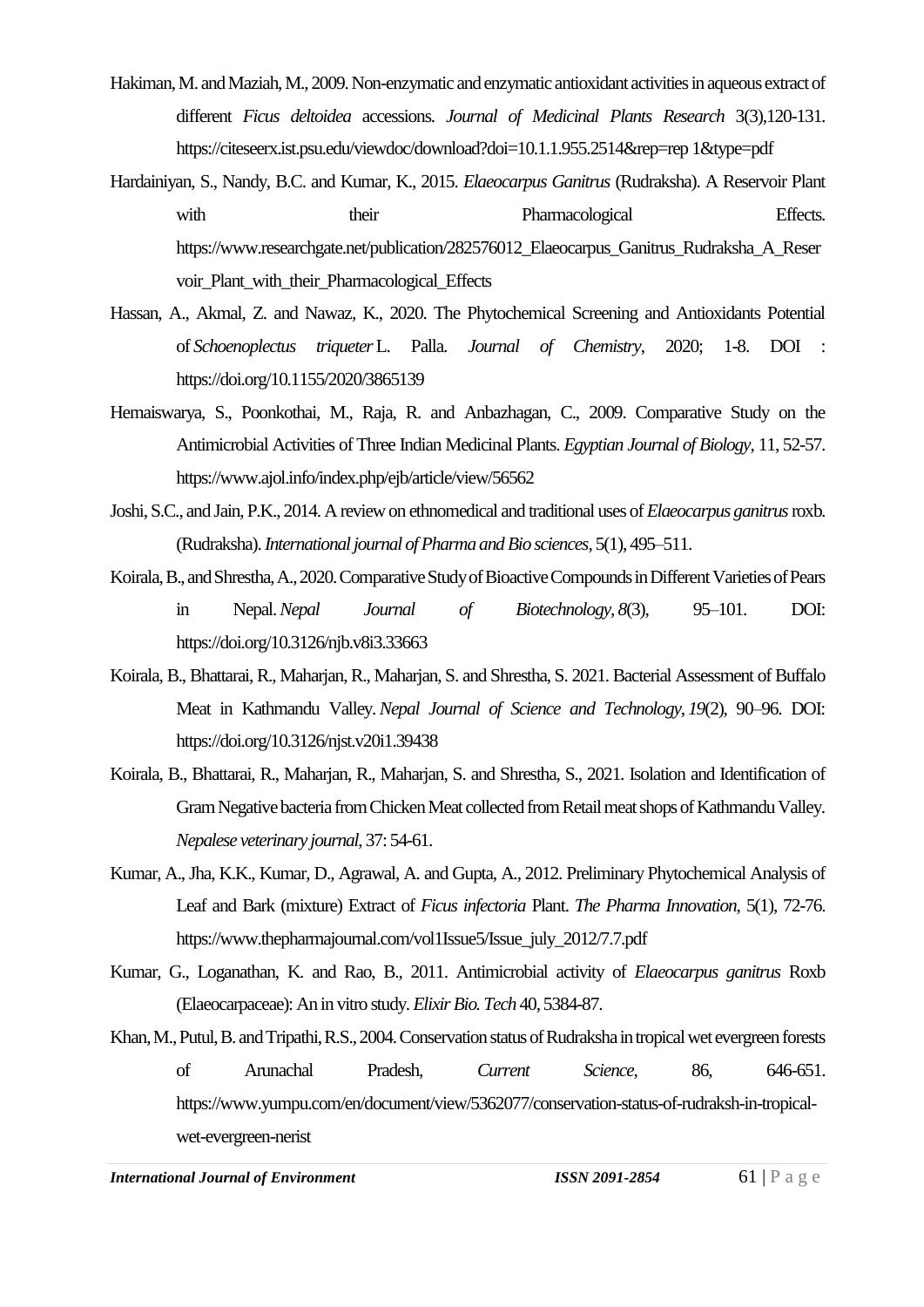Hakiman, M. and Maziah, M., 2009. Non-enzymatic and enzymatic antioxidant activities in aqueous extract of different *Ficus deltoidea* accessions. *Journal of Medicinal Plants Research* 3(3),120-131. https://citeseerx.ist.psu.edu/viewdoc/download?doi=10.1.1.955.2514&rep=rep 1&type=pdf

Hardainiyan, S., Nandy, B.C. and Kumar, K., 2015. *Elaeocarpus Ganitrus* (Rudraksha). A Reservoir Plant with their Pharmacological Effects. https://www.researchgate.net/publication/282576012_Elaeocarpus_Ganitrus_Rudraksha_A_Reservoir_Plant_with_their_Pharmacological_Effects

Hassan, A., Akmal, Z. and Nawaz, K., 2020. The Phytochemical Screening and Antioxidants Potential of *Schoenoplectus triqueter* L. Palla. *Journal of Chemistry*, 2020; 1-8. DOI : https://doi.org/10.1155/2020/3865139

Hemaiswarya, S., Poonkothai, M., Raja, R. and Anbazhagan, C., 2009. Comparative Study on the Antimicrobial Activities of Three Indian Medicinal Plants. *Egyptian Journal of Biology*, 11, 52-57. https://www.ajol.info/index.php/ejb/article/view/56562

Joshi, S.C., and Jain, P.K., 2014. A review on ethnomedical and traditional uses of *Elaeocarpus ganitrus* roxb. (Rudraksha). *International journal of Pharma and Bio sciences*, 5(1), 495–511.

Koirala, B., and Shrestha, A., 2020. Comparative Study of Bioactive Compounds in Different Varieties of Pears in Nepal. *Nepal Journal of Biotechnology*, *8*(3), 95–101. DOI: https://doi.org/10.3126/njb.v8i3.33663

Koirala, B., Bhattarai, R., Maharjan, R., Maharjan, S. and Shrestha, S. 2021. Bacterial Assessment of Buffalo Meat in Kathmandu Valley. *Nepal Journal of Science and Technology*, *19*(2), 90–96. DOI: https://doi.org/10.3126/njst.v20i1.39438

Koirala, B., Bhattarai, R., Maharjan, R., Maharjan, S. and Shrestha, S., 2021. Isolation and Identification of Gram Negative bacteria from Chicken Meat collected from Retail meat shops of Kathmandu Valley. *Nepalese veterinary journal*, 37: 54-61.

Kumar, A., Jha, K.K., Kumar, D., Agrawal, A. and Gupta, A., 2012. Preliminary Phytochemical Analysis of Leaf and Bark (mixture) Extract of *Ficus infectoria* Plant. *The Pharma Innovation*, 5(1), 72-76. https://www.thepharmajournal.com/vol1Issue5/Issue_july_2012/7.7.pdf

Kumar, G., Loganathan, K. and Rao, B., 2011. Antimicrobial activity of *Elaeocarpus ganitrus* Roxb (Elaeocarpaceae): An in vitro study. *Elixir Bio. Tech* 40, 5384-87.

Khan, M., Putul, B. and Tripathi, R.S., 2004. Conservation status of Rudraksha in tropical wet evergreen forests of Arunachal Pradesh, *Current Science*, 86, 646-651. https://www.yumpu.com/en/document/view/5362077/conservation-status-of-rudraksh-in-tropical-wet-evergreen-nerist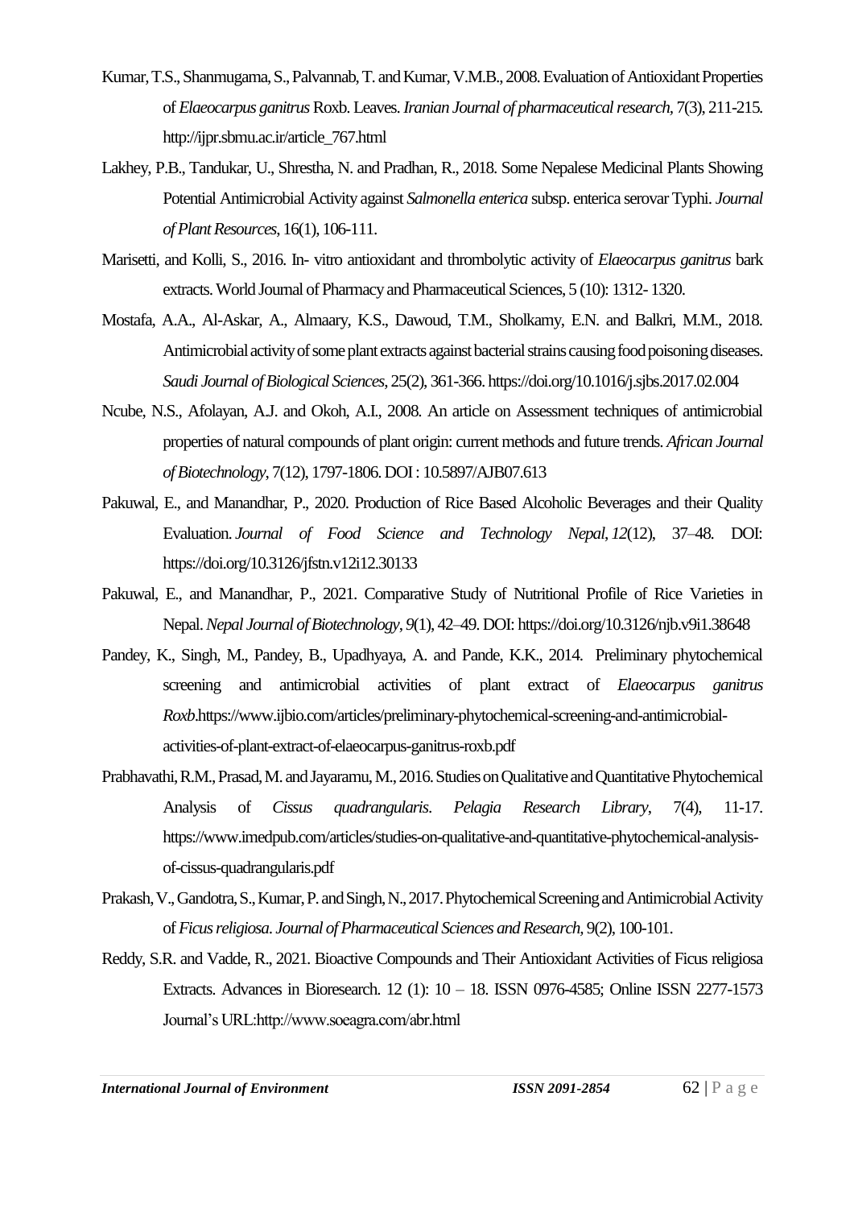Kumar, T.S., Shanmugama, S., Palvannab, T. and Kumar, V.M.B., 2008. Evaluation of Antioxidant Properties of *Elaeocarpus ganitrus* Roxb. Leaves. *Iranian Journal of pharmaceutical research*, 7(3), 211-215. http://ijpr.sbmu.ac.ir/article_767.html

Lakhey, P.B., Tandukar, U., Shrestha, N. and Pradhan, R., 2018. Some Nepalese Medicinal Plants Showing Potential Antimicrobial Activity against *Salmonella enterica* subsp. enterica serovar Typhi. *Journal of Plant Resources*, 16(1), 106-111.

Marisetti, and Kolli, S., 2016. In- vitro antioxidant and thrombolytic activity of *Elaeocarpus ganitrus* bark extracts. World Journal of Pharmacy and Pharmaceutical Sciences, 5 (10): 1312- 1320.

Mostafa, A.A., Al-Askar, A., Almaary, K.S., Dawoud, T.M., Sholkamy, E.N. and Balkri, M.M., 2018. Antimicrobial activity of some plant extracts against bacterial strains causing food poisoning diseases. *Saudi Journal of Biological Sciences*, 25(2), 361-366. https://doi.org/10.1016/j.sjbs.2017.02.004

Ncube, N.S., Afolayan, A.J. and Okoh, A.I., 2008. An article on Assessment techniques of antimicrobial properties of natural compounds of plant origin: current methods and future trends. *African Journal of Biotechnology*, 7(12), 1797-1806. DOI : 10.5897/AJB07.613

Pakuwal, E., and Manandhar, P., 2020. Production of Rice Based Alcoholic Beverages and their Quality Evaluation. *Journal of Food Science and Technology Nepal*, *12*(12), 37–48. DOI: https://doi.org/10.3126/jfstn.v12i12.30133

Pakuwal, E., and Manandhar, P., 2021. Comparative Study of Nutritional Profile of Rice Varieties in Nepal. *Nepal Journal of Biotechnology*, *9*(1), 42–49. DOI: https://doi.org/10.3126/njb.v9i1.38648

Pandey, K., Singh, M., Pandey, B., Upadhyaya, A. and Pande, K.K., 2014. Preliminary phytochemical screening and antimicrobial activities of plant extract of *Elaeocarpus ganitrus Roxb*.https://www.ijbio.com/articles/preliminary-phytochemical-screening-and-antimicrobial-activities-of-plant-extract-of-elaeocarpus-ganitrus-roxb.pdf

Prabhavathi, R.M., Prasad, M. and Jayaramu, M., 2016. Studies on Qualitative and Quantitative Phytochemical Analysis of *Cissus quadrangularis*. *Pelagia Research Library*, 7(4), 11-17. https://www.imedpub.com/articles/studies-on-qualitative-and-quantitative-phytochemical-analysis-of-cissus-quadrangularis.pdf

Prakash, V., Gandotra, S., Kumar, P. and Singh, N., 2017. Phytochemical Screening and Antimicrobial Activity of *Ficus religiosa*. *Journal of Pharmaceutical Sciences and Research*, 9(2), 100-101.

Reddy, S.R. and Vadde, R., 2021. Bioactive Compounds and Their Antioxidant Activities of Ficus religiosa Extracts. Advances in Bioresearch. 12 (1): 10 – 18. ISSN 0976-4585; Online ISSN 2277-1573 Journal's URL:http://www.soeagra.com/abr.html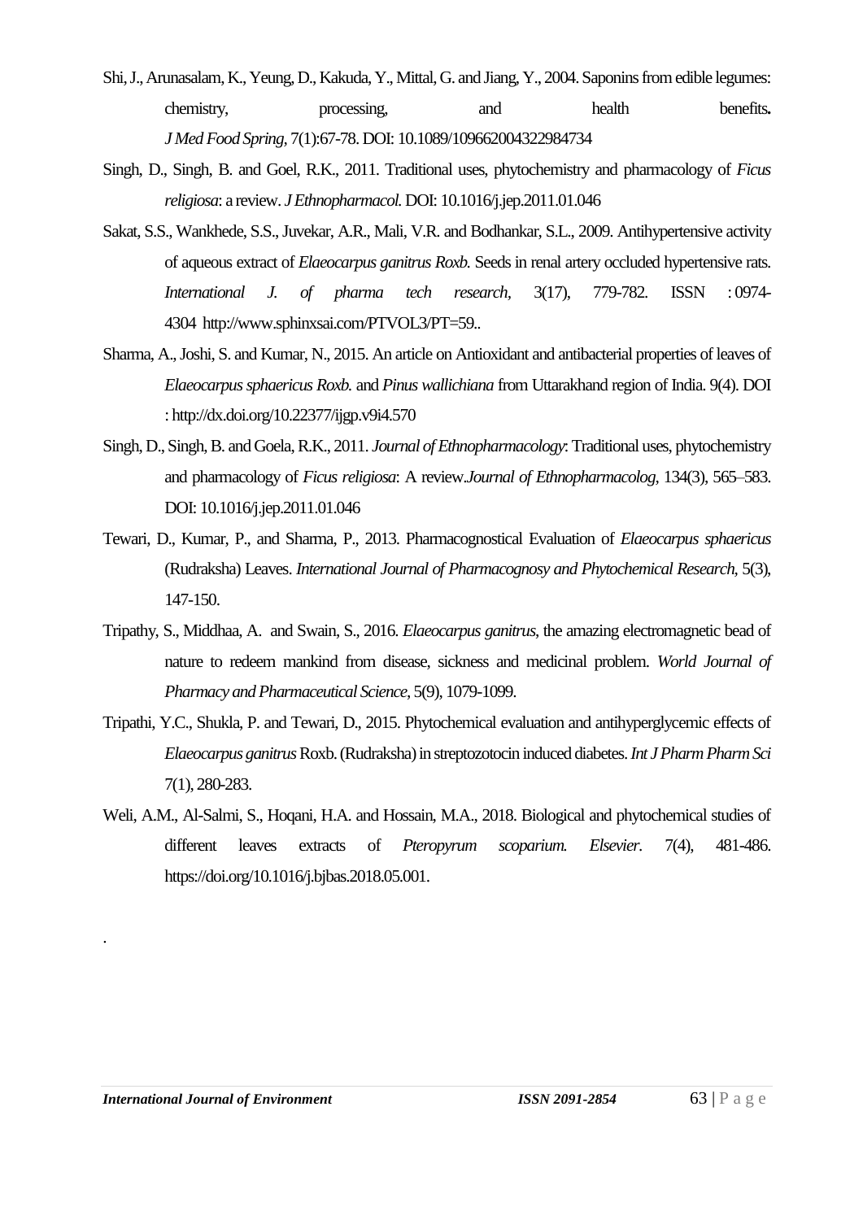Shi, J., Arunasalam, K., Yeung, D., Kakuda, Y., Mittal, G. and Jiang, Y., 2004. Saponins from edible legumes: chemistry, processing, and health benefits. *J Med Food Spring*, 7(1):67-78. DOI: 10.1089/109662004322984734

Singh, D., Singh, B. and Goel, R.K., 2011. Traditional uses, phytochemistry and pharmacology of *Ficus religiosa*: a review. *J Ethnopharmacol.* DOI: 10.1016/j.jep.2011.01.046

Sakat, S.S., Wankhede, S.S., Juvekar, A.R., Mali, V.R. and Bodhankar, S.L., 2009. Antihypertensive activity of aqueous extract of *Elaeocarpus ganitrus Roxb.* Seeds in renal artery occluded hypertensive rats. *International J. of pharma tech research,* 3(17), 779-782. ISSN : 0974-4304 http://www.sphinxsai.com/PTVOL3/PT=59..

Sharma, A., Joshi, S. and Kumar, N., 2015. An article on Antioxidant and antibacterial properties of leaves of *Elaeocarpus sphaericus Roxb.* and *Pinus wallichiana* from Uttarakhand region of India. 9(4). DOI : http://dx.doi.org/10.22377/ijgp.v9i4.570

Singh, D., Singh, B. and Goela, R.K., 2011. *Journal of Ethnopharmacology*: Traditional uses, phytochemistry and pharmacology of *Ficus religiosa*: A review.*Journal of Ethnopharmacolog*, 134(3), 565–583. DOI: 10.1016/j.jep.2011.01.046

Tewari, D., Kumar, P., and Sharma, P., 2013. Pharmacognostical Evaluation of *Elaeocarpus sphaericus* (Rudraksha) Leaves. *International Journal of Pharmacognosy and Phytochemical Research*, 5(3), 147-150.

Tripathy, S., Middhaa, A. and Swain, S., 2016. *Elaeocarpus ganitrus*, the amazing electromagnetic bead of nature to redeem mankind from disease, sickness and medicinal problem. *World Journal of Pharmacy and Pharmaceutical Science*, 5(9), 1079-1099.

Tripathi, Y.C., Shukla, P. and Tewari, D., 2015. Phytochemical evaluation and antihyperglycemic effects of *Elaeocarpus ganitrus* Roxb. (Rudraksha) in streptozotocin induced diabetes. *Int J Pharm Pharm Sci* 7(1), 280-283.

Weli, A.M., Al-Salmi, S., Hoqani, H.A. and Hossain, M.A., 2018. Biological and phytochemical studies of different leaves extracts of *Pteropyrum scoparium. Elsevier.* 7(4), 481-486. https://doi.org/10.1016/j.bjbas.2018.05.001.

.